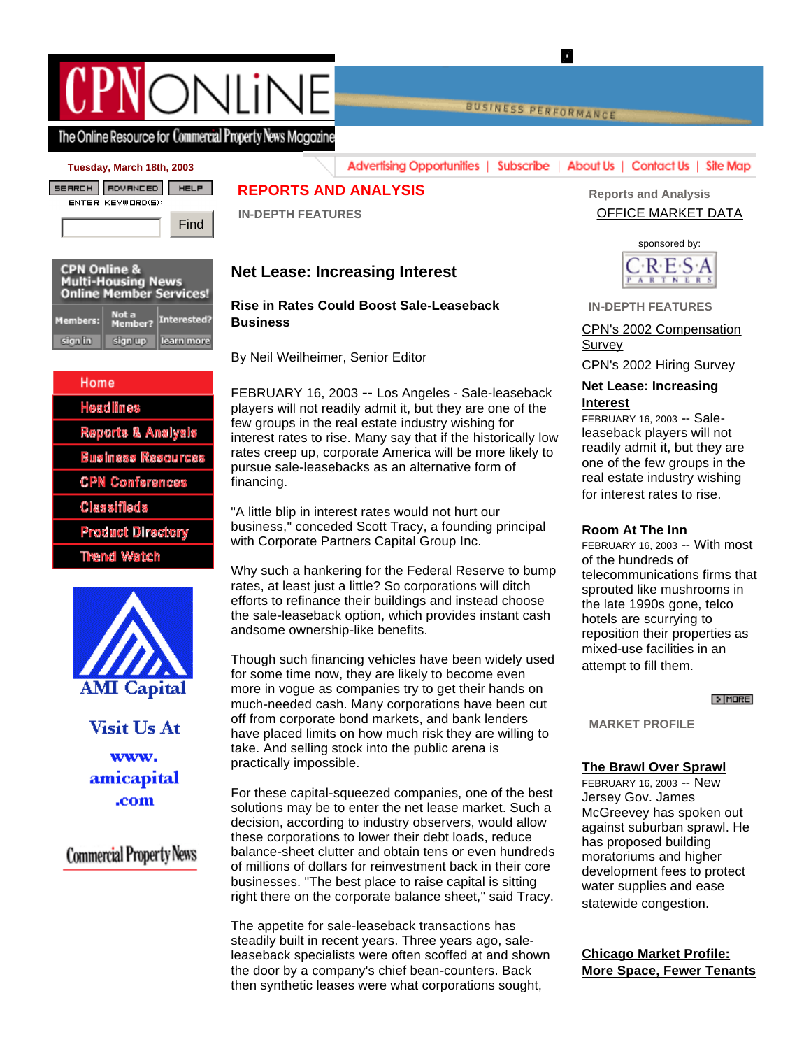CPN ONLINE

The Online Resource for Commercial Property News Magazine

Tuesday, March 18th, 2003

Advertising Opportunities | Subscribe | About Us | Contact Us | Site Map

SEARCH | ADVANCED | HELP

ENTER KEYWORD(S):

Find

CPN Online & Multi-Housing News Online Member Services!

Members: sign in | Not a Member? sign up | Interested? learn more

- Home
- Headlines
- Reports & Analysis
- Business Resources
- CPN Conferences
- Classifieds
- Product Directory
- Trend Watch

AMI Capital

Visit Us At www.amicapital.com

Commercial Property News

## REPORTS AND ANALYSIS

IN-DEPTH FEATURES

### Net Lease: Increasing Interest

**Rise in Rates Could Boost Sale-Leaseback Business**

By Neil Weilheimer, Senior Editor

FEBRUARY 16, 2003 -- Los Angeles - Sale-leaseback players will not readily admit it, but they are one of the few groups in the real estate industry wishing for interest rates to rise. Many say that if the historically low rates creep up, corporate America will be more likely to pursue sale-leasebacks as an alternative form of financing.

"A little blip in interest rates would not hurt our business," conceded Scott Tracy, a founding principal with Corporate Partners Capital Group Inc.

Why such a hankering for the Federal Reserve to bump rates, at least just a little? So corporations will ditch efforts to refinance their buildings and instead choose the sale-leaseback option, which provides instant cash andsome ownership-like benefits.

Though such financing vehicles have been widely used for some time now, they are likely to become even more in vogue as companies try to get their hands on much-needed cash. Many corporations have been cut off from corporate bond markets, and bank lenders have placed limits on how much risk they are willing to take. And selling stock into the public arena is practically impossible.

For these capital-squeezed companies, one of the best solutions may be to enter the net lease market. Such a decision, according to industry observers, would allow these corporations to lower their debt loads, reduce balance-sheet clutter and obtain tens or even hundreds of millions of dollars for reinvestment back in their core businesses. "The best place to raise capital is sitting right there on the corporate balance sheet," said Tracy.

The appetite for sale-leaseback transactions has steadily built in recent years. Three years ago, sale-leaseback specialists were often scoffed at and shown the door by a company's chief bean-counters. Back then synthetic leases were what corporations sought,

Reports and Analysis

OFFICE MARKET DATA

sponsored by: CRESA PARTNERS

IN-DEPTH FEATURES

CPN's 2002 Compensation Survey

CPN's 2002 Hiring Survey

**Net Lease: Increasing Interest**
FEBRUARY 16, 2003 -- Sale-leaseback players will not readily admit it, but they are one of the few groups in the real estate industry wishing for interest rates to rise.

**Room At The Inn**
FEBRUARY 16, 2003 -- With most of the hundreds of telecommunications firms that sprouted like mushrooms in the late 1990s gone, telco hotels are scurrying to reposition their properties as mixed-use facilities in an attempt to fill them.

MORE

MARKET PROFILE

**The Brawl Over Sprawl**
FEBRUARY 16, 2003 -- New Jersey Gov. James McGreevey has spoken out against suburban sprawl. He has proposed building moratoriums and higher development fees to protect water supplies and ease statewide congestion.

**Chicago Market Profile: More Space, Fewer Tenants**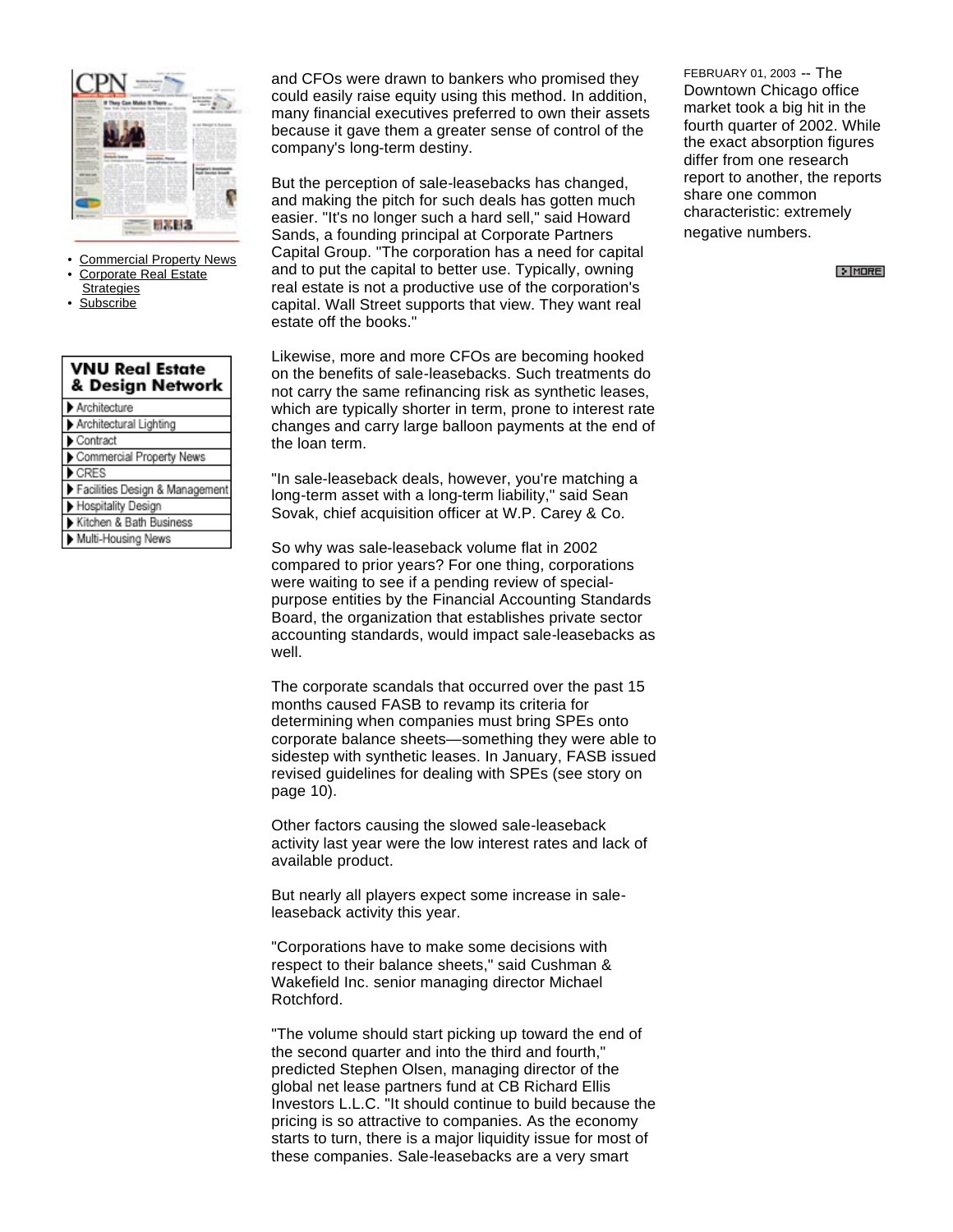- Commercial Property News
- Corporate Real Estate Strategies
- Subscribe

**VNU Real Estate & Design Network**

- Architecture
- Architectural Lighting
- Contract
- Commercial Property News
- CRES
- Facilities Design & Management
- Hospitality Design
- Kitchen & Bath Business
- Multi-Housing News

and CFOs were drawn to bankers who promised they could easily raise equity using this method. In addition, many financial executives preferred to own their assets because it gave them a greater sense of control of the company's long-term destiny.

But the perception of sale-leasebacks has changed, and making the pitch for such deals has gotten much easier. "It's no longer such a hard sell," said Howard Sands, a founding principal at Corporate Partners Capital Group. "The corporation has a need for capital and to put the capital to better use. Typically, owning real estate is not a productive use of the corporation's capital. Wall Street supports that view. They want real estate off the books."

Likewise, more and more CFOs are becoming hooked on the benefits of sale-leasebacks. Such treatments do not carry the same refinancing risk as synthetic leases, which are typically shorter in term, prone to interest rate changes and carry large balloon payments at the end of the loan term.

"In sale-leaseback deals, however, you're matching a long-term asset with a long-term liability," said Sean Sovak, chief acquisition officer at W.P. Carey & Co.

So why was sale-leaseback volume flat in 2002 compared to prior years? For one thing, corporations were waiting to see if a pending review of special-purpose entities by the Financial Accounting Standards Board, the organization that establishes private sector accounting standards, would impact sale-leasebacks as well.

The corporate scandals that occurred over the past 15 months caused FASB to revamp its criteria for determining when companies must bring SPEs onto corporate balance sheets—something they were able to sidestep with synthetic leases. In January, FASB issued revised guidelines for dealing with SPEs (see story on page 10).

Other factors causing the slowed sale-leaseback activity last year were the low interest rates and lack of available product.

But nearly all players expect some increase in sale-leaseback activity this year.

"Corporations have to make some decisions with respect to their balance sheets," said Cushman & Wakefield Inc. senior managing director Michael Rotchford.

"The volume should start picking up toward the end of the second quarter and into the third and fourth," predicted Stephen Olsen, managing director of the global net lease partners fund at CB Richard Ellis Investors L.L.C. "It should continue to build because the pricing is so attractive to companies. As the economy starts to turn, there is a major liquidity issue for most of these companies. Sale-leasebacks are a very smart

FEBRUARY 01, 2003 -- The Downtown Chicago office market took a big hit in the fourth quarter of 2002. While the exact absorption figures differ from one research report to another, the reports share one common characteristic: extremely negative numbers.

MORE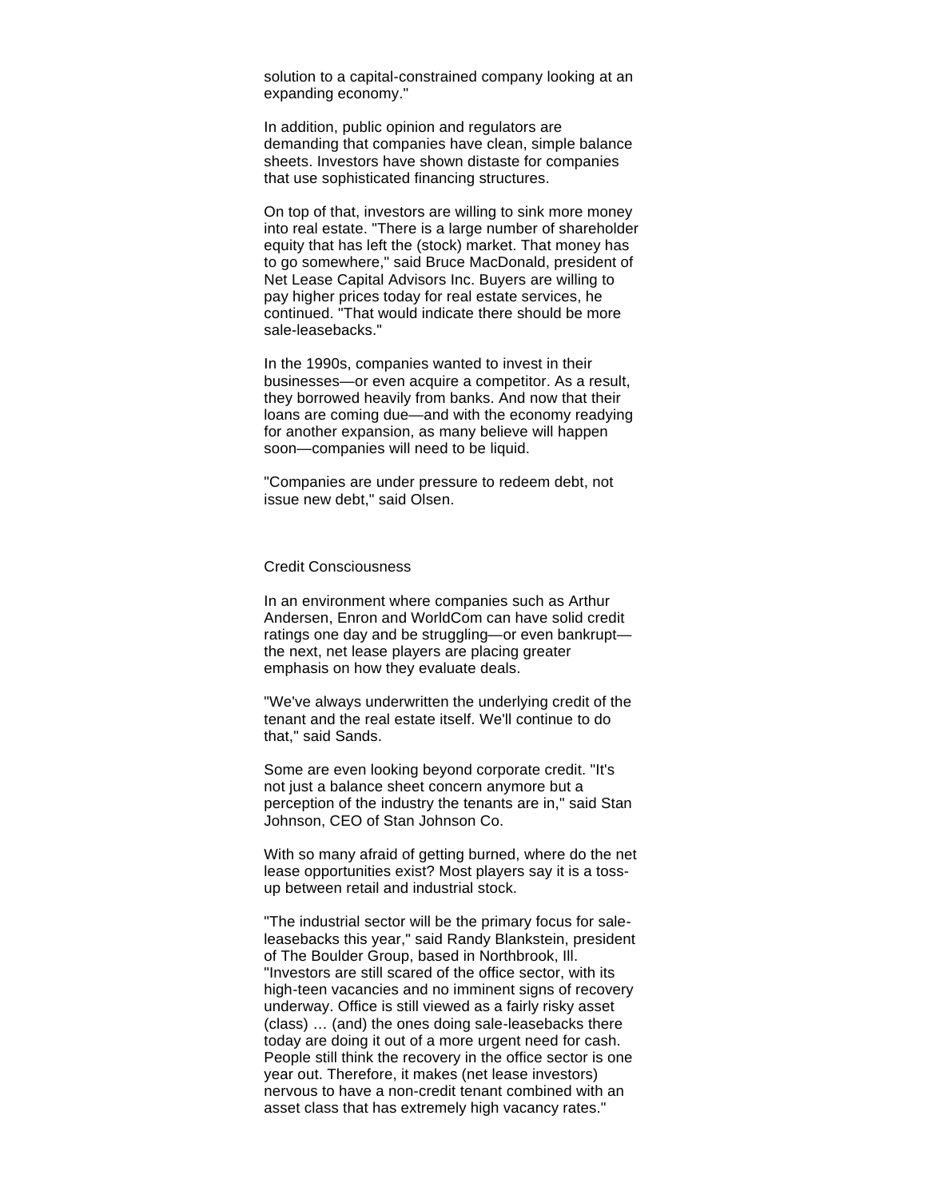solution to a capital-constrained company looking at an expanding economy."

In addition, public opinion and regulators are demanding that companies have clean, simple balance sheets. Investors have shown distaste for companies that use sophisticated financing structures.

On top of that, investors are willing to sink more money into real estate. "There is a large number of shareholder equity that has left the (stock) market. That money has to go somewhere," said Bruce MacDonald, president of Net Lease Capital Advisors Inc. Buyers are willing to pay higher prices today for real estate services, he continued. "That would indicate there should be more sale-leasebacks."

In the 1990s, companies wanted to invest in their businesses—or even acquire a competitor. As a result, they borrowed heavily from banks. And now that their loans are coming due—and with the economy readying for another expansion, as many believe will happen soon—companies will need to be liquid.

"Companies are under pressure to redeem debt, not issue new debt," said Olsen.

## Credit Consciousness

In an environment where companies such as Arthur Andersen, Enron and WorldCom can have solid credit ratings one day and be struggling—or even bankrupt—the next, net lease players are placing greater emphasis on how they evaluate deals.

"We've always underwritten the underlying credit of the tenant and the real estate itself. We'll continue to do that," said Sands.

Some are even looking beyond corporate credit. "It's not just a balance sheet concern anymore but a perception of the industry the tenants are in," said Stan Johnson, CEO of Stan Johnson Co.

With so many afraid of getting burned, where do the net lease opportunities exist? Most players say it is a toss-up between retail and industrial stock.

"The industrial sector will be the primary focus for sale-leasebacks this year," said Randy Blankstein, president of The Boulder Group, based in Northbrook, Ill. "Investors are still scared of the office sector, with its high-teen vacancies and no imminent signs of recovery underway. Office is still viewed as a fairly risky asset (class) … (and) the ones doing sale-leasebacks there today are doing it out of a more urgent need for cash. People still think the recovery in the office sector is one year out. Therefore, it makes (net lease investors) nervous to have a non-credit tenant combined with an asset class that has extremely high vacancy rates."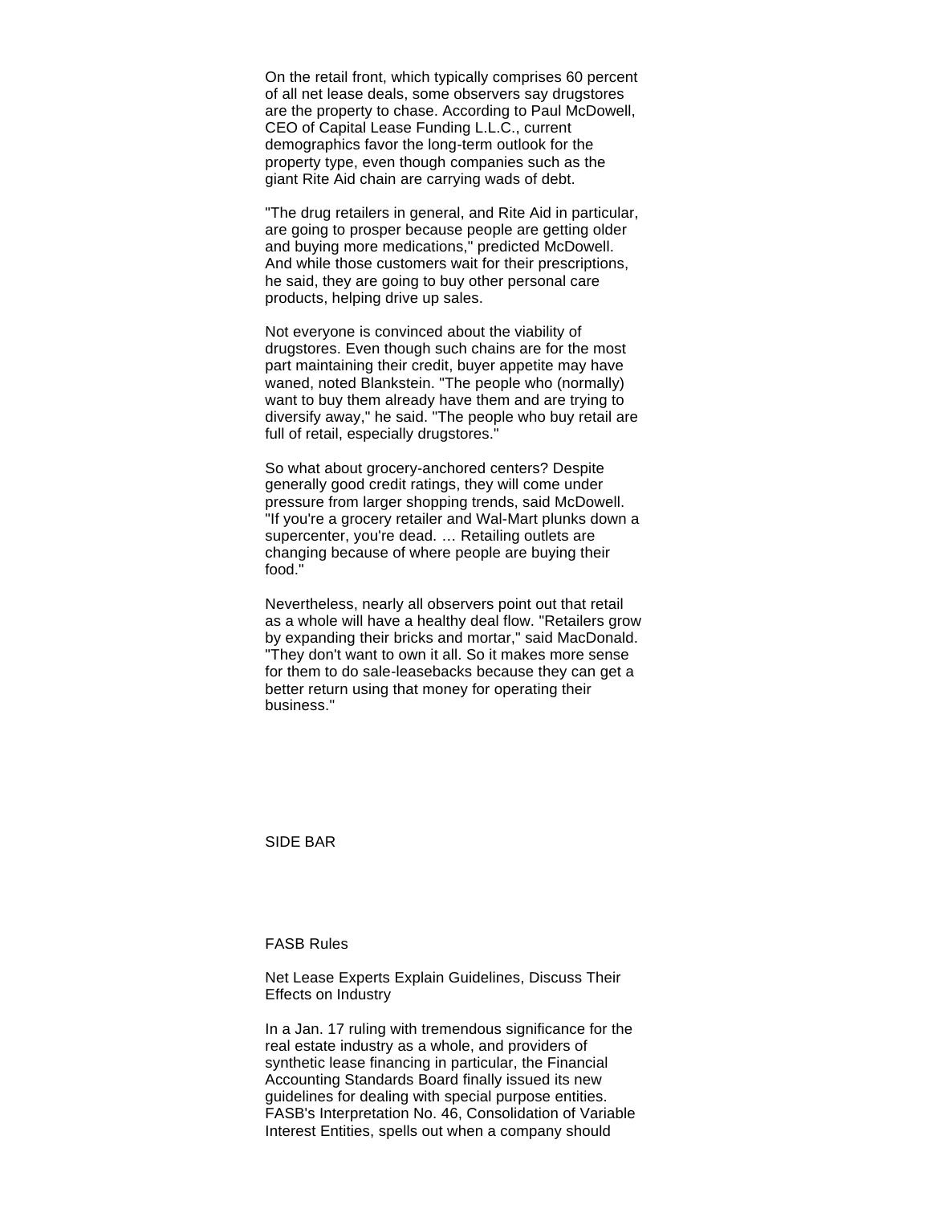On the retail front, which typically comprises 60 percent of all net lease deals, some observers say drugstores are the property to chase. According to Paul McDowell, CEO of Capital Lease Funding L.L.C., current demographics favor the long-term outlook for the property type, even though companies such as the giant Rite Aid chain are carrying wads of debt.

"The drug retailers in general, and Rite Aid in particular, are going to prosper because people are getting older and buying more medications," predicted McDowell. And while those customers wait for their prescriptions, he said, they are going to buy other personal care products, helping drive up sales.

Not everyone is convinced about the viability of drugstores. Even though such chains are for the most part maintaining their credit, buyer appetite may have waned, noted Blankstein. "The people who (normally) want to buy them already have them and are trying to diversify away," he said. "The people who buy retail are full of retail, especially drugstores."

So what about grocery-anchored centers? Despite generally good credit ratings, they will come under pressure from larger shopping trends, said McDowell. "If you're a grocery retailer and Wal-Mart plunks down a supercenter, you're dead. … Retailing outlets are changing because of where people are buying their food."

Nevertheless, nearly all observers point out that retail as a whole will have a healthy deal flow. "Retailers grow by expanding their bricks and mortar," said MacDonald. "They don't want to own it all. So it makes more sense for them to do sale-leasebacks because they can get a better return using that money for operating their business."

SIDE BAR

## FASB Rules

### Net Lease Experts Explain Guidelines, Discuss Their Effects on Industry

In a Jan. 17 ruling with tremendous significance for the real estate industry as a whole, and providers of synthetic lease financing in particular, the Financial Accounting Standards Board finally issued its new guidelines for dealing with special purpose entities. FASB's Interpretation No. 46, Consolidation of Variable Interest Entities, spells out when a company should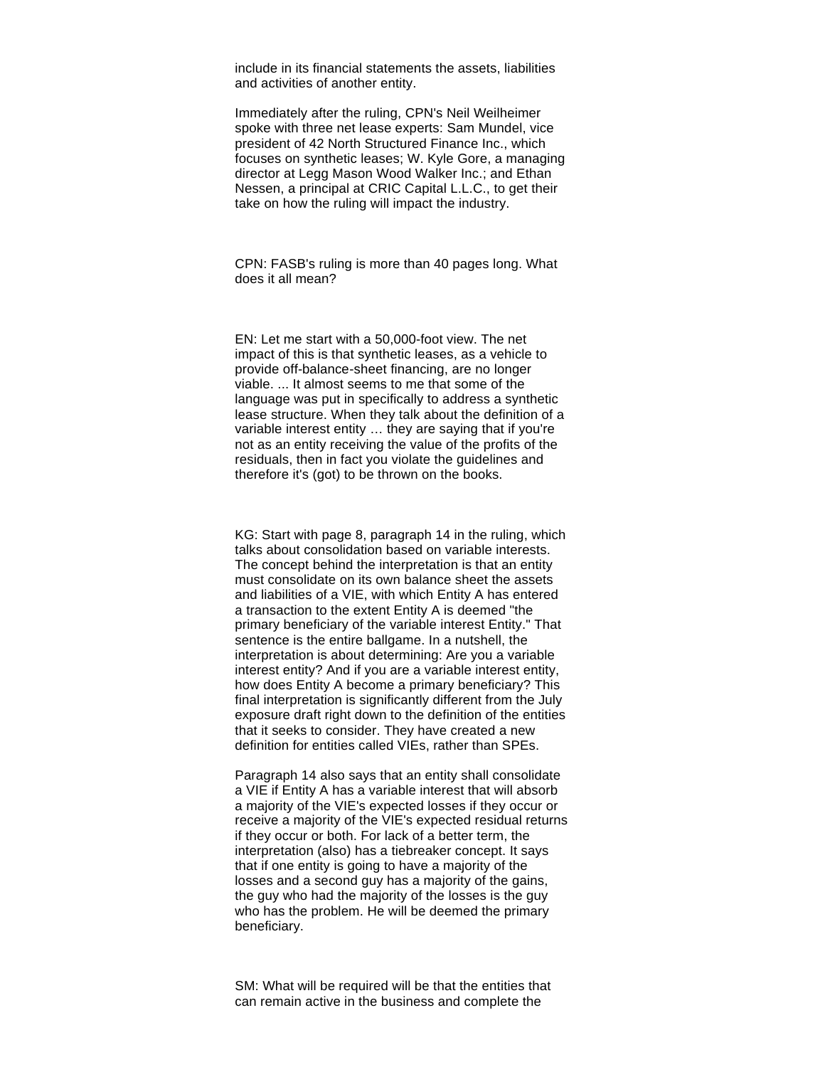include in its financial statements the assets, liabilities and activities of another entity.

Immediately after the ruling, CPN's Neil Weilheimer spoke with three net lease experts: Sam Mundel, vice president of 42 North Structured Finance Inc., which focuses on synthetic leases; W. Kyle Gore, a managing director at Legg Mason Wood Walker Inc.; and Ethan Nessen, a principal at CRIC Capital L.L.C., to get their take on how the ruling will impact the industry.

CPN: FASB's ruling is more than 40 pages long. What does it all mean?

EN: Let me start with a 50,000-foot view. The net impact of this is that synthetic leases, as a vehicle to provide off-balance-sheet financing, are no longer viable. ... It almost seems to me that some of the language was put in specifically to address a synthetic lease structure. When they talk about the definition of a variable interest entity … they are saying that if you're not as an entity receiving the value of the profits of the residuals, then in fact you violate the guidelines and therefore it's (got) to be thrown on the books.

KG: Start with page 8, paragraph 14 in the ruling, which talks about consolidation based on variable interests. The concept behind the interpretation is that an entity must consolidate on its own balance sheet the assets and liabilities of a VIE, with which Entity A has entered a transaction to the extent Entity A is deemed "the primary beneficiary of the variable interest Entity." That sentence is the entire ballgame. In a nutshell, the interpretation is about determining: Are you a variable interest entity? And if you are a variable interest entity, how does Entity A become a primary beneficiary? This final interpretation is significantly different from the July exposure draft right down to the definition of the entities that it seeks to consider. They have created a new definition for entities called VIEs, rather than SPEs.

Paragraph 14 also says that an entity shall consolidate a VIE if Entity A has a variable interest that will absorb a majority of the VIE's expected losses if they occur or receive a majority of the VIE's expected residual returns if they occur or both. For lack of a better term, the interpretation (also) has a tiebreaker concept. It says that if one entity is going to have a majority of the losses and a second guy has a majority of the gains, the guy who had the majority of the losses is the guy who has the problem. He will be deemed the primary beneficiary.

SM: What will be required will be that the entities that can remain active in the business and complete the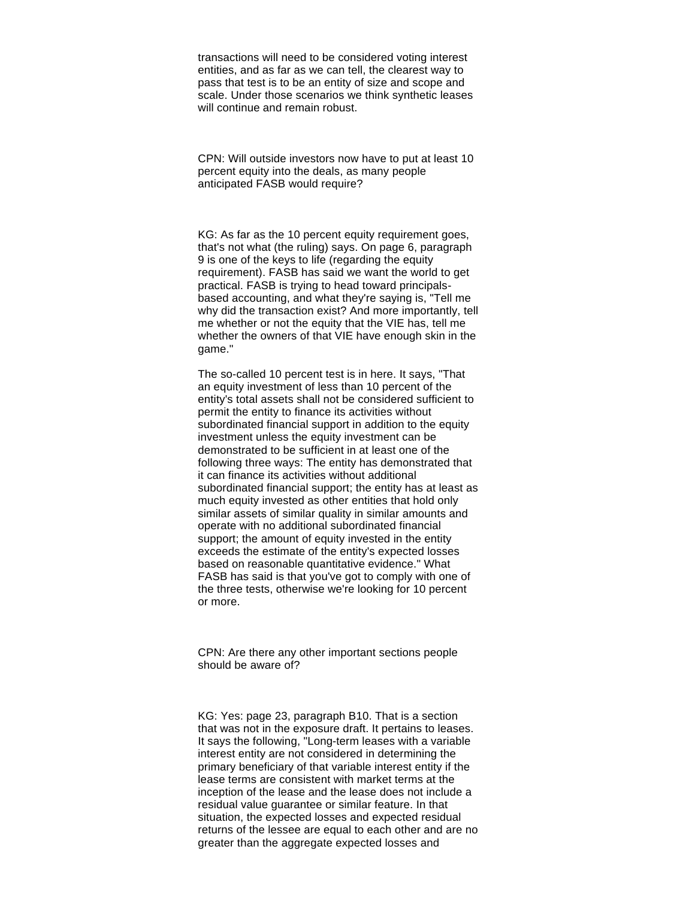transactions will need to be considered voting interest entities, and as far as we can tell, the clearest way to pass that test is to be an entity of size and scope and scale. Under those scenarios we think synthetic leases will continue and remain robust.

CPN: Will outside investors now have to put at least 10 percent equity into the deals, as many people anticipated FASB would require?

KG: As far as the 10 percent equity requirement goes, that's not what (the ruling) says. On page 6, paragraph 9 is one of the keys to life (regarding the equity requirement). FASB has said we want the world to get practical. FASB is trying to head toward principals-based accounting, and what they're saying is, "Tell me why did the transaction exist? And more importantly, tell me whether or not the equity that the VIE has, tell me whether the owners of that VIE have enough skin in the game."

The so-called 10 percent test is in here. It says, "That an equity investment of less than 10 percent of the entity's total assets shall not be considered sufficient to permit the entity to finance its activities without subordinated financial support in addition to the equity investment unless the equity investment can be demonstrated to be sufficient in at least one of the following three ways: The entity has demonstrated that it can finance its activities without additional subordinated financial support; the entity has at least as much equity invested as other entities that hold only similar assets of similar quality in similar amounts and operate with no additional subordinated financial support; the amount of equity invested in the entity exceeds the estimate of the entity's expected losses based on reasonable quantitative evidence." What FASB has said is that you've got to comply with one of the three tests, otherwise we're looking for 10 percent or more.

CPN: Are there any other important sections people should be aware of?

KG: Yes: page 23, paragraph B10. That is a section that was not in the exposure draft. It pertains to leases. It says the following, "Long-term leases with a variable interest entity are not considered in determining the primary beneficiary of that variable interest entity if the lease terms are consistent with market terms at the inception of the lease and the lease does not include a residual value guarantee or similar feature. In that situation, the expected losses and expected residual returns of the lessee are equal to each other and are no greater than the aggregate expected losses and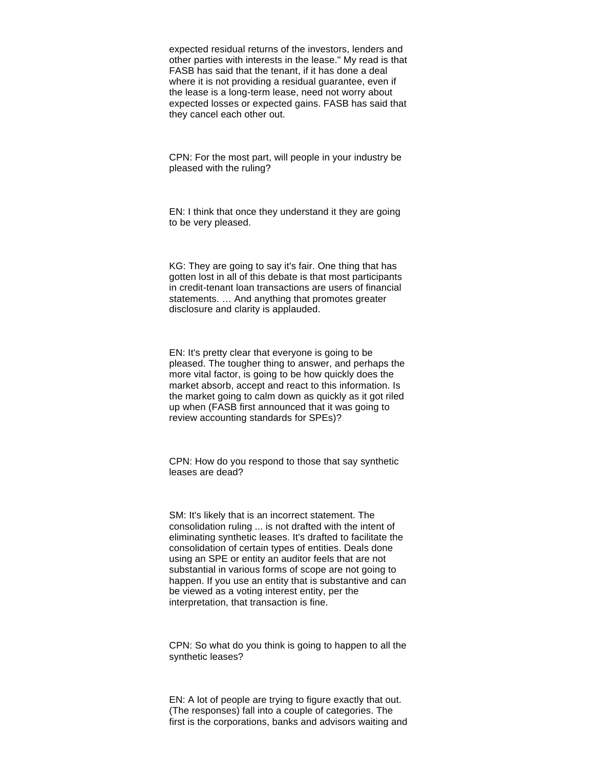expected residual returns of the investors, lenders and other parties with interests in the lease." My read is that FASB has said that the tenant, if it has done a deal where it is not providing a residual guarantee, even if the lease is a long-term lease, need not worry about expected losses or expected gains. FASB has said that they cancel each other out.

CPN: For the most part, will people in your industry be pleased with the ruling?

EN: I think that once they understand it they are going to be very pleased.

KG: They are going to say it's fair. One thing that has gotten lost in all of this debate is that most participants in credit-tenant loan transactions are users of financial statements. … And anything that promotes greater disclosure and clarity is applauded.

EN: It's pretty clear that everyone is going to be pleased. The tougher thing to answer, and perhaps the more vital factor, is going to be how quickly does the market absorb, accept and react to this information. Is the market going to calm down as quickly as it got riled up when (FASB first announced that it was going to review accounting standards for SPEs)?

CPN: How do you respond to those that say synthetic leases are dead?

SM: It's likely that is an incorrect statement. The consolidation ruling ... is not drafted with the intent of eliminating synthetic leases. It's drafted to facilitate the consolidation of certain types of entities. Deals done using an SPE or entity an auditor feels that are not substantial in various forms of scope are not going to happen. If you use an entity that is substantive and can be viewed as a voting interest entity, per the interpretation, that transaction is fine.

CPN: So what do you think is going to happen to all the synthetic leases?

EN: A lot of people are trying to figure exactly that out. (The responses) fall into a couple of categories. The first is the corporations, banks and advisors waiting and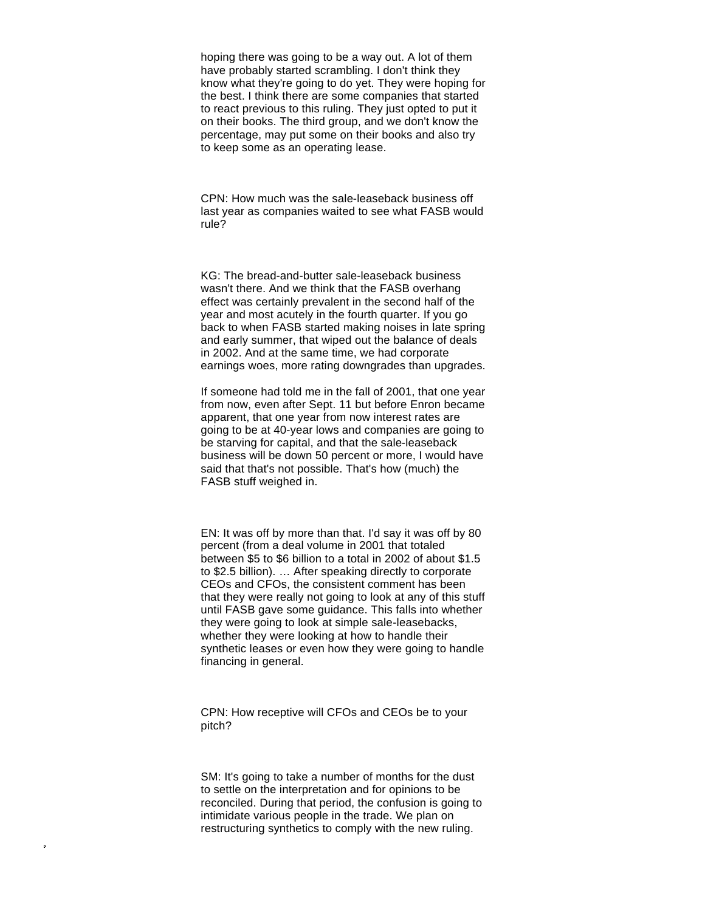hoping there was going to be a way out. A lot of them have probably started scrambling. I don't think they know what they're going to do yet. They were hoping for the best. I think there are some companies that started to react previous to this ruling. They just opted to put it on their books. The third group, and we don't know the percentage, may put some on their books and also try to keep some as an operating lease.

CPN: How much was the sale-leaseback business off last year as companies waited to see what FASB would rule?

KG: The bread-and-butter sale-leaseback business wasn't there. And we think that the FASB overhang effect was certainly prevalent in the second half of the year and most acutely in the fourth quarter. If you go back to when FASB started making noises in late spring and early summer, that wiped out the balance of deals in 2002. And at the same time, we had corporate earnings woes, more rating downgrades than upgrades.

If someone had told me in the fall of 2001, that one year from now, even after Sept. 11 but before Enron became apparent, that one year from now interest rates are going to be at 40-year lows and companies are going to be starving for capital, and that the sale-leaseback business will be down 50 percent or more, I would have said that that's not possible. That's how (much) the FASB stuff weighed in.

EN: It was off by more than that. I'd say it was off by 80 percent (from a deal volume in 2001 that totaled between $5 to $6 billion to a total in 2002 of about $1.5 to $2.5 billion). … After speaking directly to corporate CEOs and CFOs, the consistent comment has been that they were really not going to look at any of this stuff until FASB gave some guidance. This falls into whether they were going to look at simple sale-leasebacks, whether they were looking at how to handle their synthetic leases or even how they were going to handle financing in general.

CPN: How receptive will CFOs and CEOs be to your pitch?

SM: It's going to take a number of months for the dust to settle on the interpretation and for opinions to be reconciled. During that period, the confusion is going to intimidate various people in the trade. We plan on restructuring synthetics to comply with the new ruling.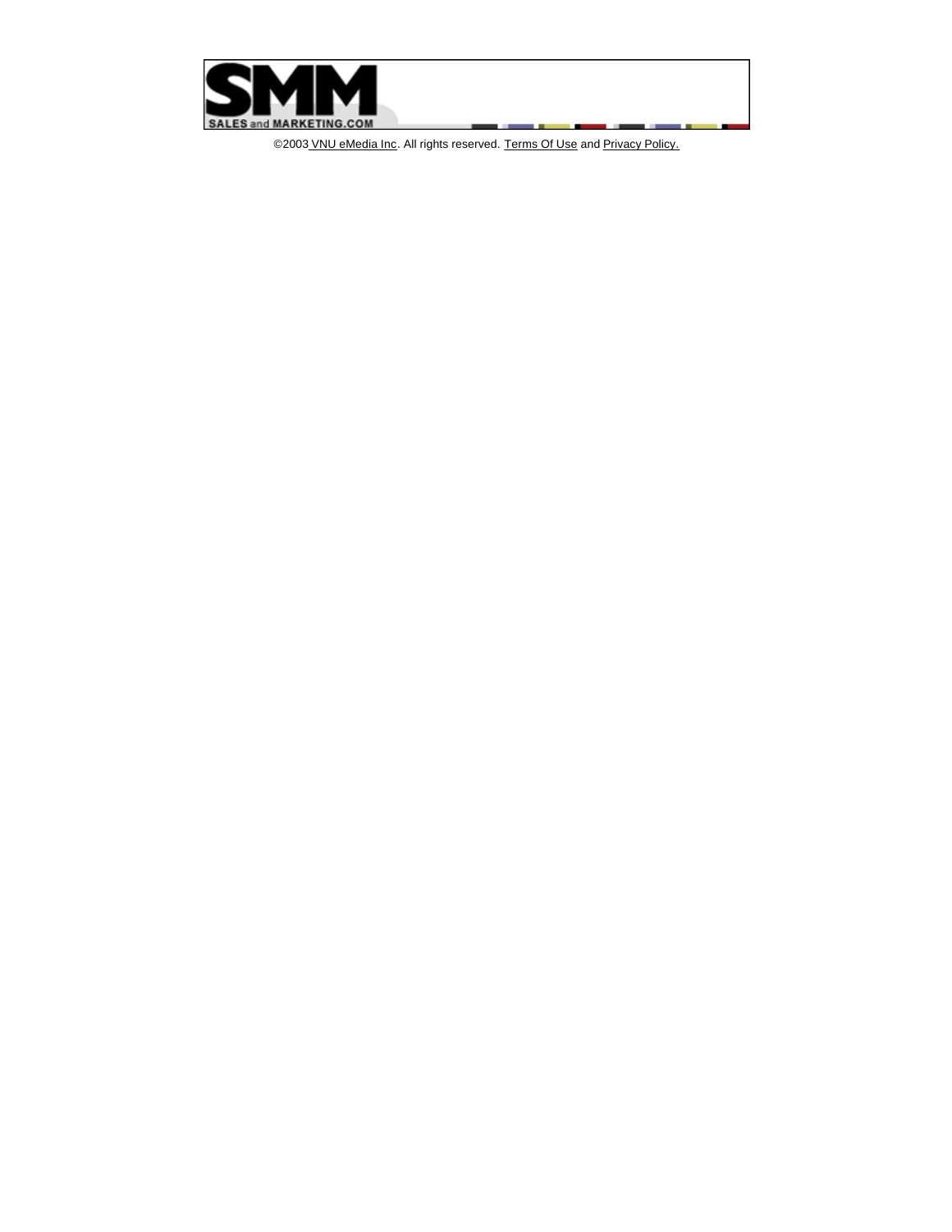©2003 VNU eMedia Inc. All rights reserved. Terms Of Use and Privacy Policy.